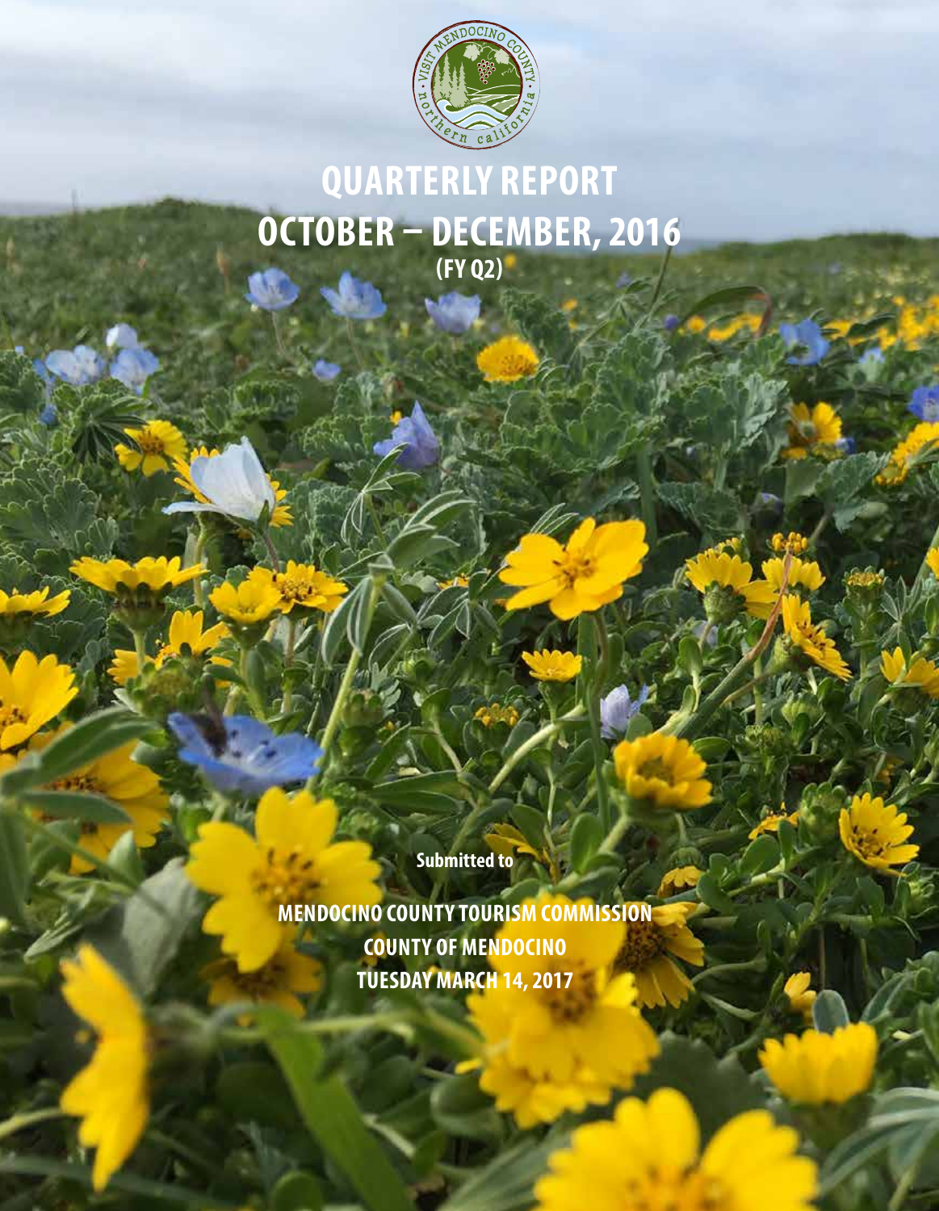# QUARTERLY REPORT
# OCTOBER – DECEMBER, 2016
## (FY Q2)

Submitted to

**MENDOCINO COUNTY TOURISM COMMISSION**
**COUNTY OF MENDOCINO**
**TUESDAY MARCH 14, 2017**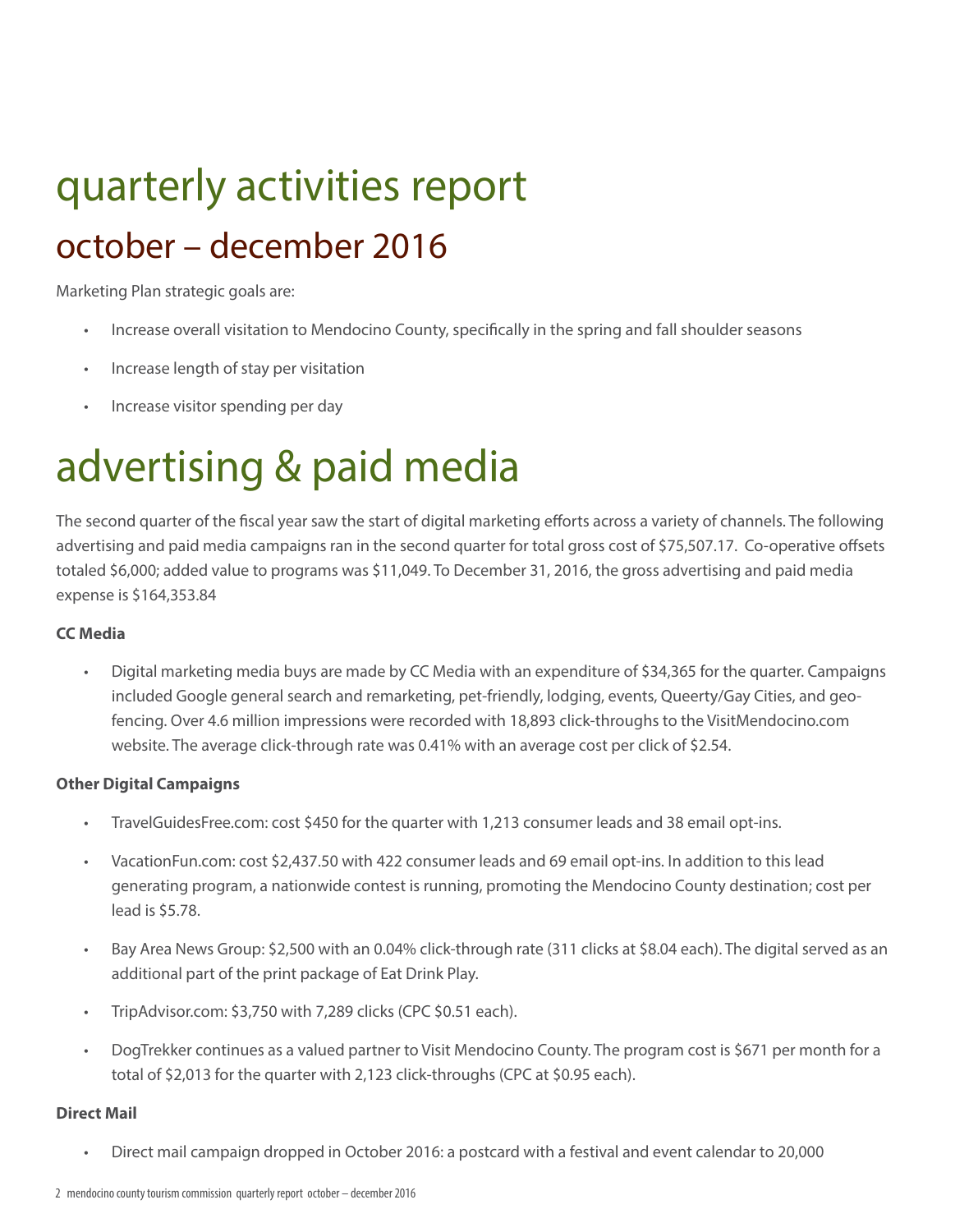# quarterly activities report

## october – december 2016

Marketing Plan strategic goals are:

- Increase overall visitation to Mendocino County, specifically in the spring and fall shoulder seasons
- Increase length of stay per visitation
- Increase visitor spending per day

# advertising & paid media

The second quarter of the fiscal year saw the start of digital marketing efforts across a variety of channels. The following advertising and paid media campaigns ran in the second quarter for total gross cost of $75,507.17. Co-operative offsets totaled $6,000; added value to programs was $11,049. To December 31, 2016, the gross advertising and paid media expense is $164,353.84

**CC Media**

- Digital marketing media buys are made by CC Media with an expenditure of $34,365 for the quarter. Campaigns included Google general search and remarketing, pet-friendly, lodging, events, Queerty/Gay Cities, and geo-fencing. Over 4.6 million impressions were recorded with 18,893 click-throughs to the VisitMendocino.com website. The average click-through rate was 0.41% with an average cost per click of $2.54.

**Other Digital Campaigns**

- TravelGuidesFree.com: cost $450 for the quarter with 1,213 consumer leads and 38 email opt-ins.
- VacationFun.com: cost $2,437.50 with 422 consumer leads and 69 email opt-ins. In addition to this lead generating program, a nationwide contest is running, promoting the Mendocino County destination; cost per lead is $5.78.
- Bay Area News Group: $2,500 with an 0.04% click-through rate (311 clicks at $8.04 each). The digital served as an additional part of the print package of Eat Drink Play.
- TripAdvisor.com: $3,750 with 7,289 clicks (CPC $0.51 each).
- DogTrekker continues as a valued partner to Visit Mendocino County. The program cost is $671 per month for a total of $2,013 for the quarter with 2,123 click-throughs (CPC at $0.95 each).

**Direct Mail**

- Direct mail campaign dropped in October 2016: a postcard with a festival and event calendar to 20,000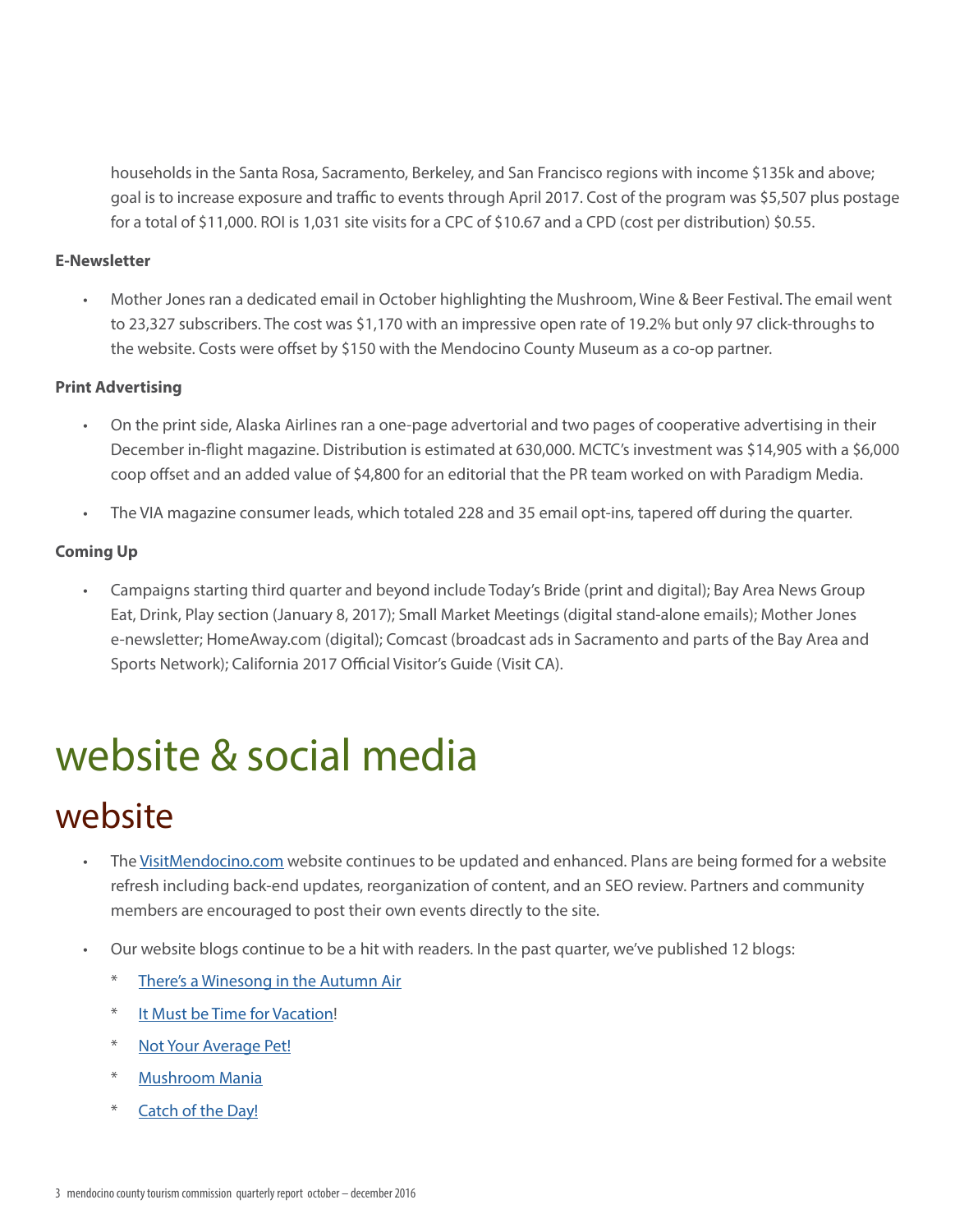households in the Santa Rosa, Sacramento, Berkeley, and San Francisco regions with income $135k and above; goal is to increase exposure and traffic to events through April 2017. Cost of the program was $5,507 plus postage for a total of $11,000. ROI is 1,031 site visits for a CPC of $10.67 and a CPD (cost per distribution) $0.55.

**E-Newsletter**

- Mother Jones ran a dedicated email in October highlighting the Mushroom, Wine & Beer Festival. The email went to 23,327 subscribers. The cost was $1,170 with an impressive open rate of 19.2% but only 97 click-throughs to the website. Costs were offset by $150 with the Mendocino County Museum as a co-op partner.

**Print Advertising**

- On the print side, Alaska Airlines ran a one-page advertorial and two pages of cooperative advertising in their December in-flight magazine. Distribution is estimated at 630,000. MCTC's investment was $14,905 with a $6,000 coop offset and an added value of $4,800 for an editorial that the PR team worked on with Paradigm Media.

- The VIA magazine consumer leads, which totaled 228 and 35 email opt-ins, tapered off during the quarter.

**Coming Up**

- Campaigns starting third quarter and beyond include Today's Bride (print and digital); Bay Area News Group Eat, Drink, Play section (January 8, 2017); Small Market Meetings (digital stand-alone emails); Mother Jones e-newsletter; HomeAway.com (digital); Comcast (broadcast ads in Sacramento and parts of the Bay Area and Sports Network); California 2017 Official Visitor's Guide (Visit CA).

# website & social media

## website

- The VisitMendocino.com website continues to be updated and enhanced. Plans are being formed for a website refresh including back-end updates, reorganization of content, and an SEO review. Partners and community members are encouraged to post their own events directly to the site.

- Our website blogs continue to be a hit with readers. In the past quarter, we've published 12 blogs:
  - There's a Winesong in the Autumn Air
  - It Must be Time for Vacation!
  - Not Your Average Pet!
  - Mushroom Mania
  - Catch of the Day!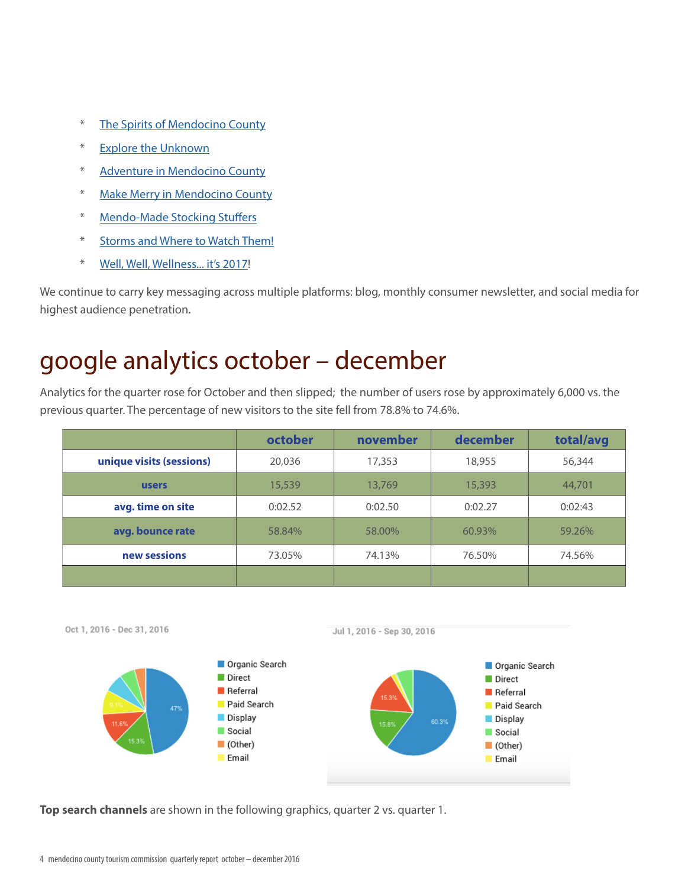* [The Spirits of Mendocino County]
* [Explore the Unknown]
* [Adventure in Mendocino County]
* [Make Merry in Mendocino County]
* [Mendo-Made Stocking Stuffers]
* [Storms and Where to Watch Them!]
* [Well, Well, Wellness... it's 2017]!

We continue to carry key messaging across multiple platforms: blog, monthly consumer newsletter, and social media for highest audience penetration.

# google analytics october – december

Analytics for the quarter rose for October and then slipped; the number of users rose by approximately 6,000 vs. the previous quarter. The percentage of new visitors to the site fell from 78.8% to 74.6%.

| | october | november | december | total/avg |
|---|---|---|---|---|
| **unique visits (sessions)** | 20,036 | 17,353 | 18,955 | 56,344 |
| **users** | 15,539 | 13,769 | 15,393 | 44,701 |
| **avg. time on site** | 0:02.52 | 0:02.50 | 0:02.27 | 0:02:43 |
| **avg. bounce rate** | 58.84% | 58.00% | 60.93% | 59.26% |
| **new sessions** | 73.05% | 74.13% | 76.50% | 74.56% |
| | | | | |

Oct 1, 2016 - Dec 31, 2016

- Organic Search: 47%
- Direct: 15.3%
- Referral: 11.6%
- Paid Search: 9.1%
- Display
- Social
- (Other)
- Email

Jul 1, 2016 - Sep 30, 2016

- Organic Search: 60.3%
- Direct: 15.8%
- Referral: 15.3%
- Paid Search
- Display
- Social
- (Other)
- Email

**Top search channels** are shown in the following graphics, quarter 2 vs. quarter 1.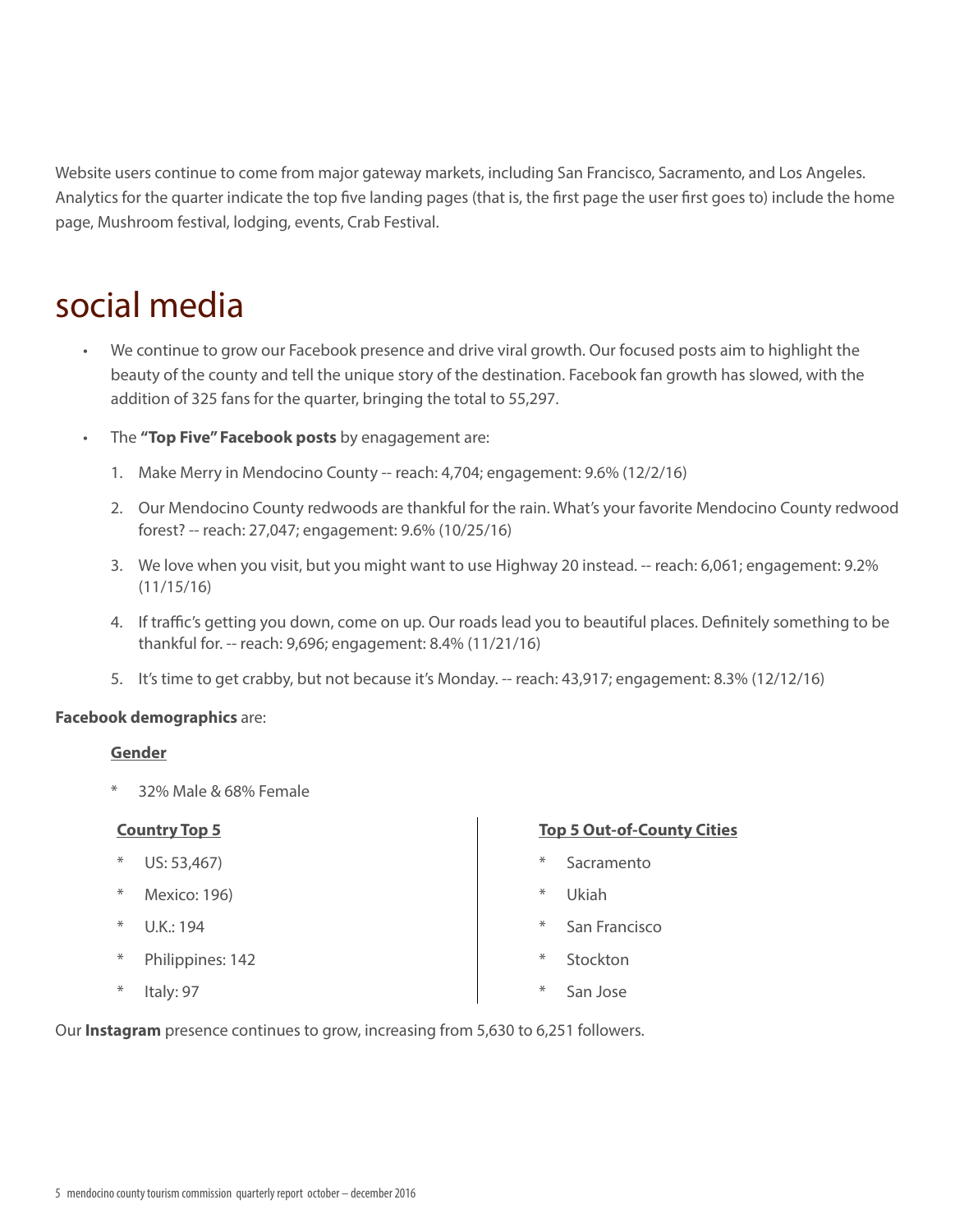Website users continue to come from major gateway markets, including San Francisco, Sacramento, and Los Angeles. Analytics for the quarter indicate the top five landing pages (that is, the first page the user first goes to) include the home page, Mushroom festival, lodging, events, Crab Festival.

# social media

- We continue to grow our Facebook presence and drive viral growth. Our focused posts aim to highlight the beauty of the county and tell the unique story of the destination. Facebook fan growth has slowed, with the addition of 325 fans for the quarter, bringing the total to 55,297.
- The **"Top Five" Facebook posts** by enagagement are:
    1. Make Merry in Mendocino County -- reach: 4,704; engagement: 9.6% (12/2/16)
    2. Our Mendocino County redwoods are thankful for the rain. What's your favorite Mendocino County redwood forest? -- reach: 27,047; engagement: 9.6% (10/25/16)
    3. We love when you visit, but you might want to use Highway 20 instead. -- reach: 6,061; engagement: 9.2% (11/15/16)
    4. If traffic's getting you down, come on up. Our roads lead you to beautiful places. Definitely something to be thankful for. -- reach: 9,696; engagement: 8.4% (11/21/16)
    5. It's time to get crabby, but not because it's Monday. -- reach: 43,917; engagement: 8.3% (12/12/16)

**Facebook demographics** are:

**Gender**

* 32% Male & 68% Female

**Country Top 5**

* US: 53,467)
* Mexico: 196)
* U.K.: 194
* Philippines: 142
* Italy: 97

**Top 5 Out-of-County Cities**

* Sacramento
* Ukiah
* San Francisco
* Stockton
* San Jose

Our **Instagram** presence continues to grow, increasing from 5,630 to 6,251 followers.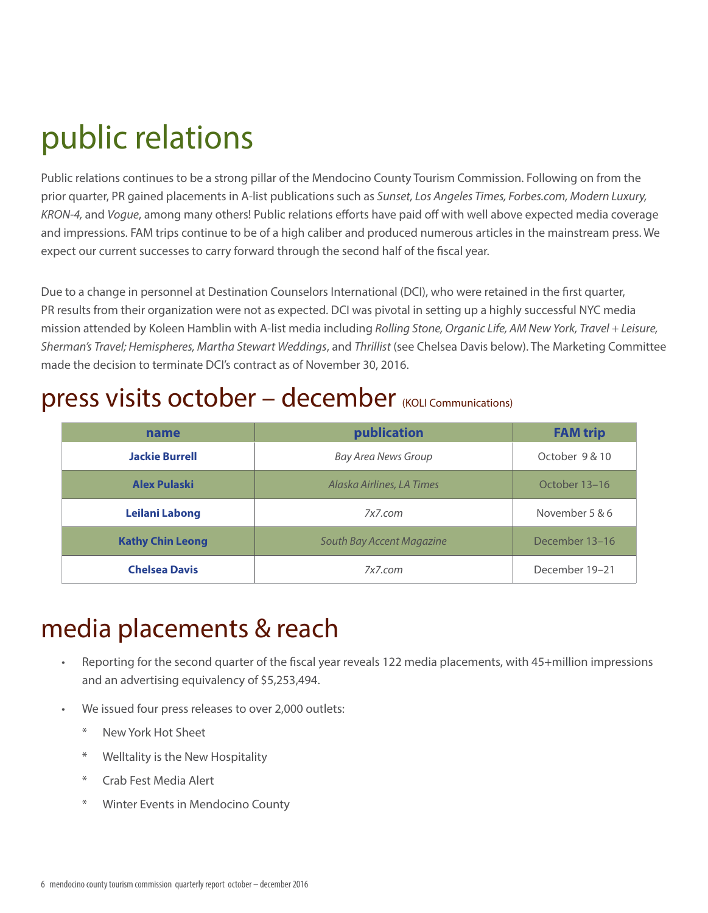# public relations

Public relations continues to be a strong pillar of the Mendocino County Tourism Commission. Following on from the prior quarter, PR gained placements in A-list publications such as *Sunset, Los Angeles Times, Forbes.com, Modern Luxury, KRON-4,* and *Vogue*, among many others! Public relations efforts have paid off with well above expected media coverage and impressions. FAM trips continue to be of a high caliber and produced numerous articles in the mainstream press. We expect our current successes to carry forward through the second half of the fiscal year.

Due to a change in personnel at Destination Counselors International (DCI), who were retained in the first quarter, PR results from their organization were not as expected. DCI was pivotal in setting up a highly successful NYC media mission attended by Koleen Hamblin with A-list media including *Rolling Stone, Organic Life, AM New York, Travel + Leisure, Sherman's Travel; Hemispheres, Martha Stewart Weddings*, and *Thrillist* (see Chelsea Davis below). The Marketing Committee made the decision to terminate DCI's contract as of November 30, 2016.

## press visits october – december (KOLI Communications)

| name | publication | FAM trip |
| --- | --- | --- |
| **Jackie Burrell** | *Bay Area News Group* | October 9 & 10 |
| **Alex Pulaski** | *Alaska Airlines, LA Times* | October 13–16 |
| **Leilani Labong** | *7x7.com* | November 5 & 6 |
| **Kathy Chin Leong** | *South Bay Accent Magazine* | December 13–16 |
| **Chelsea Davis** | *7x7.com* | December 19–21 |

## media placements & reach

- Reporting for the second quarter of the fiscal year reveals 122 media placements, with 45+million impressions and an advertising equivalency of $5,253,494.
- We issued four press releases to over 2,000 outlets:
  - New York Hot Sheet
  - Welltality is the New Hospitality
  - Crab Fest Media Alert
  - Winter Events in Mendocino County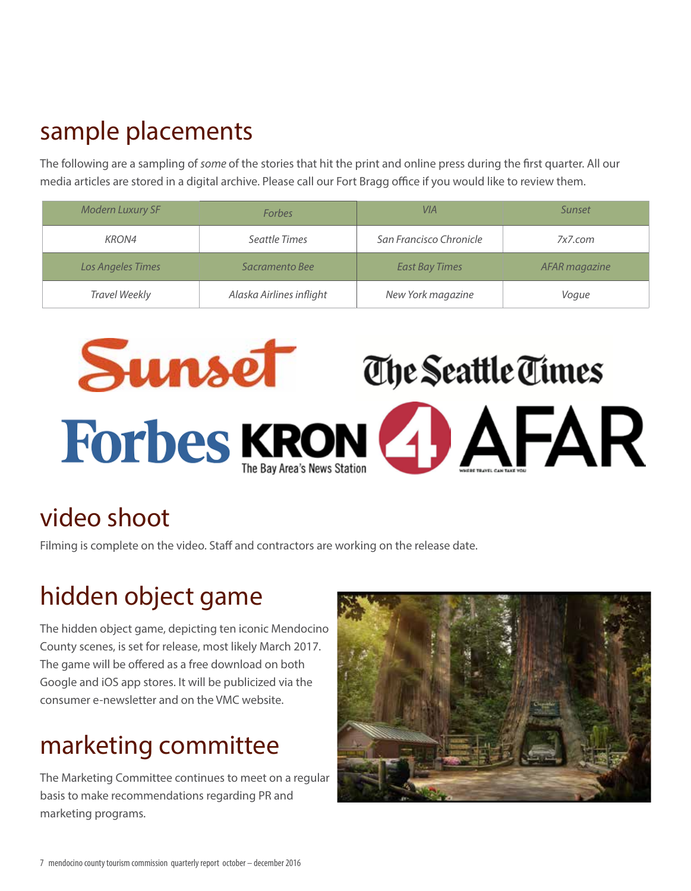## sample placements

The following are a sampling of *some* of the stories that hit the print and online press during the first quarter. All our media articles are stored in a digital archive. Please call our Fort Bragg office if you would like to review them.

| *Modern Luxury SF* | *Forbes* | *VIA* | *Sunset* |
|---|---|---|---|
| *KRON4* | *Seattle Times* | *San Francisco Chronicle* | *7x7.com* |
| *Los Angeles Times* | *Sacramento Bee* | *East Bay Times* | *AFAR magazine* |
| *Travel Weekly* | *Alaska Airlines inflight* | *New York magazine* | *Vogue* |

## video shoot

Filming is complete on the video. Staff and contractors are working on the release date.

## hidden object game

The hidden object game, depicting ten iconic Mendocino County scenes, is set for release, most likely March 2017. The game will be offered as a free download on both Google and iOS app stores. It will be publicized via the consumer e-newsletter and on the VMC website.

## marketing committee

The Marketing Committee continues to meet on a regular basis to make recommendations regarding PR and marketing programs.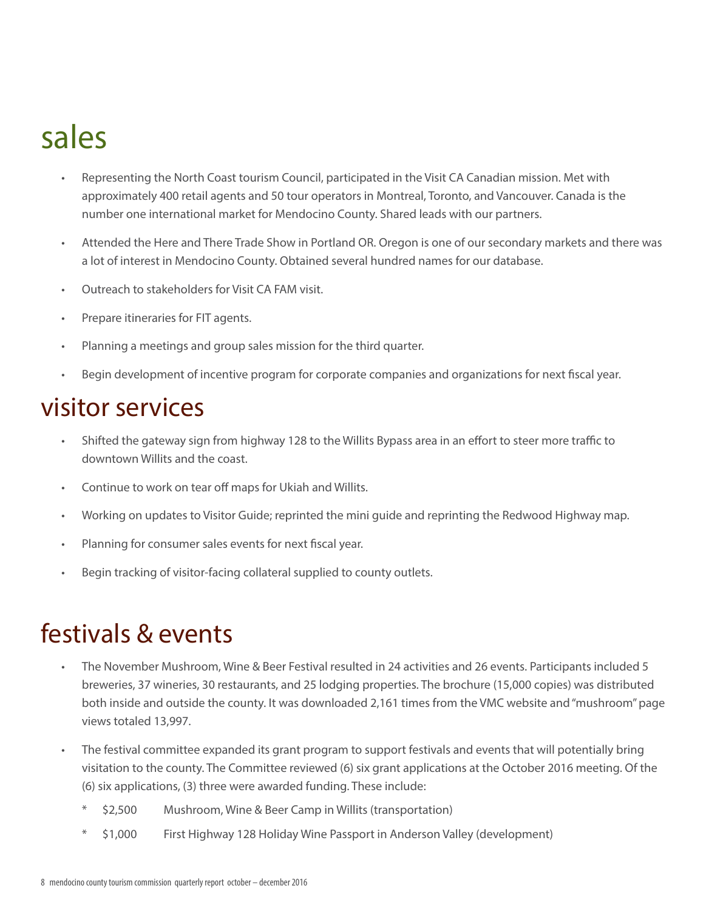# sales

- Representing the North Coast tourism Council, participated in the Visit CA Canadian mission. Met with approximately 400 retail agents and 50 tour operators in Montreal, Toronto, and Vancouver. Canada is the number one international market for Mendocino County. Shared leads with our partners.
- Attended the Here and There Trade Show in Portland OR. Oregon is one of our secondary markets and there was a lot of interest in Mendocino County. Obtained several hundred names for our database.
- Outreach to stakeholders for Visit CA FAM visit.
- Prepare itineraries for FIT agents.
- Planning a meetings and group sales mission for the third quarter.
- Begin development of incentive program for corporate companies and organizations for next fiscal year.

# visitor services

- Shifted the gateway sign from highway 128 to the Willits Bypass area in an effort to steer more traffic to downtown Willits and the coast.
- Continue to work on tear off maps for Ukiah and Willits.
- Working on updates to Visitor Guide; reprinted the mini guide and reprinting the Redwood Highway map.
- Planning for consumer sales events for next fiscal year.
- Begin tracking of visitor-facing collateral supplied to county outlets.

# festivals & events

- The November Mushroom, Wine & Beer Festival resulted in 24 activities and 26 events. Participants included 5 breweries, 37 wineries, 30 restaurants, and 25 lodging properties. The brochure (15,000 copies) was distributed both inside and outside the county. It was downloaded 2,161 times from the VMC website and "mushroom" page views totaled 13,997.
- The festival committee expanded its grant program to support festivals and events that will potentially bring visitation to the county. The Committee reviewed (6) six grant applications at the October 2016 meeting. Of the (6) six applications, (3) three were awarded funding. These include:
  - $2,500 Mushroom, Wine & Beer Camp in Willits (transportation)
  - $1,000 First Highway 128 Holiday Wine Passport in Anderson Valley (development)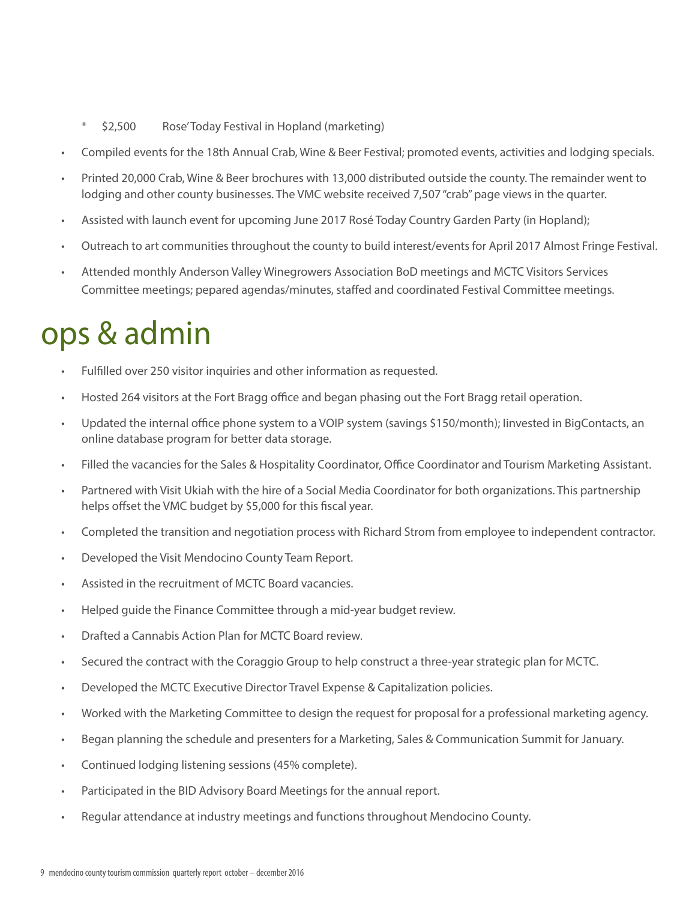* $2,500 Rose' Today Festival in Hopland (marketing)

- Compiled events for the 18th Annual Crab, Wine & Beer Festival; promoted events, activities and lodging specials.
- Printed 20,000 Crab, Wine & Beer brochures with 13,000 distributed outside the county. The remainder went to lodging and other county businesses. The VMC website received 7,507 "crab" page views in the quarter.
- Assisted with launch event for upcoming June 2017 Rosé Today Country Garden Party (in Hopland);
- Outreach to art communities throughout the county to build interest/events for April 2017 Almost Fringe Festival.
- Attended monthly Anderson Valley Winegrowers Association BoD meetings and MCTC Visitors Services Committee meetings; pepared agendas/minutes, staffed and coordinated Festival Committee meetings.

# ops & admin

- Fulfilled over 250 visitor inquiries and other information as requested.
- Hosted 264 visitors at the Fort Bragg office and began phasing out the Fort Bragg retail operation.
- Updated the internal office phone system to a VOIP system (savings $150/month); Iinvested in BigContacts, an online database program for better data storage.
- Filled the vacancies for the Sales & Hospitality Coordinator, Office Coordinator and Tourism Marketing Assistant.
- Partnered with Visit Ukiah with the hire of a Social Media Coordinator for both organizations. This partnership helps offset the VMC budget by $5,000 for this fiscal year.
- Completed the transition and negotiation process with Richard Strom from employee to independent contractor.
- Developed the Visit Mendocino County Team Report.
- Assisted in the recruitment of MCTC Board vacancies.
- Helped guide the Finance Committee through a mid-year budget review.
- Drafted a Cannabis Action Plan for MCTC Board review.
- Secured the contract with the Coraggio Group to help construct a three-year strategic plan for MCTC.
- Developed the MCTC Executive Director Travel Expense & Capitalization policies.
- Worked with the Marketing Committee to design the request for proposal for a professional marketing agency.
- Began planning the schedule and presenters for a Marketing, Sales & Communication Summit for January.
- Continued lodging listening sessions (45% complete).
- Participated in the BID Advisory Board Meetings for the annual report.
- Regular attendance at industry meetings and functions throughout Mendocino County.